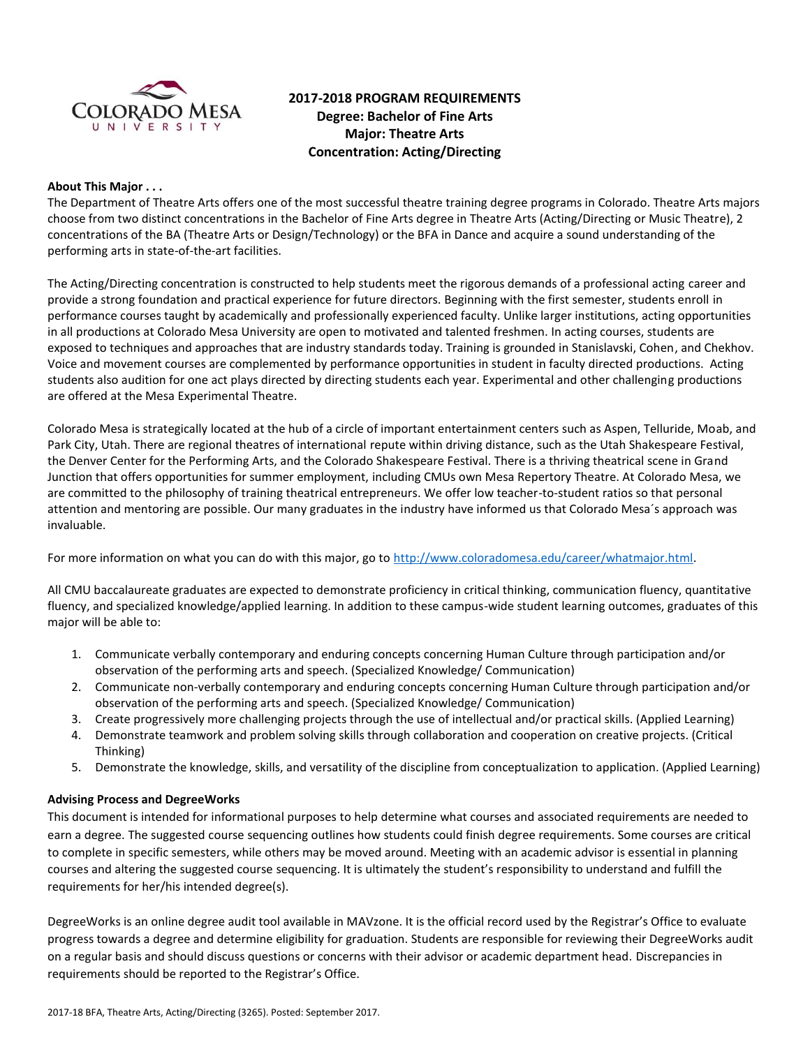# 2017-2018 PROGRAM REQUIREMENTS
## Degree: Bachelor of Fine Arts
## Major: Theatre Arts
## Concentration: Acting/Directing

**About This Major . . .**

The Department of Theatre Arts offers one of the most successful theatre training degree programs in Colorado. Theatre Arts majors choose from two distinct concentrations in the Bachelor of Fine Arts degree in Theatre Arts (Acting/Directing or Music Theatre), 2 concentrations of the BA (Theatre Arts or Design/Technology) or the BFA in Dance and acquire a sound understanding of the performing arts in state-of-the-art facilities.

The Acting/Directing concentration is constructed to help students meet the rigorous demands of a professional acting career and provide a strong foundation and practical experience for future directors. Beginning with the first semester, students enroll in performance courses taught by academically and professionally experienced faculty. Unlike larger institutions, acting opportunities in all productions at Colorado Mesa University are open to motivated and talented freshmen. In acting courses, students are exposed to techniques and approaches that are industry standards today. Training is grounded in Stanislavski, Cohen, and Chekhov. Voice and movement courses are complemented by performance opportunities in student in faculty directed productions. Acting students also audition for one act plays directed by directing students each year. Experimental and other challenging productions are offered at the Mesa Experimental Theatre.

Colorado Mesa is strategically located at the hub of a circle of important entertainment centers such as Aspen, Telluride, Moab, and Park City, Utah. There are regional theatres of international repute within driving distance, such as the Utah Shakespeare Festival, the Denver Center for the Performing Arts, and the Colorado Shakespeare Festival. There is a thriving theatrical scene in Grand Junction that offers opportunities for summer employment, including CMUs own Mesa Repertory Theatre. At Colorado Mesa, we are committed to the philosophy of training theatrical entrepreneurs. We offer low teacher-to-student ratios so that personal attention and mentoring are possible. Our many graduates in the industry have informed us that Colorado Mesa´s approach was invaluable.

For more information on what you can do with this major, go to http://www.coloradomesa.edu/career/whatmajor.html.

All CMU baccalaureate graduates are expected to demonstrate proficiency in critical thinking, communication fluency, quantitative fluency, and specialized knowledge/applied learning. In addition to these campus-wide student learning outcomes, graduates of this major will be able to:

1. Communicate verbally contemporary and enduring concepts concerning Human Culture through participation and/or observation of the performing arts and speech. (Specialized Knowledge/ Communication)
2. Communicate non-verbally contemporary and enduring concepts concerning Human Culture through participation and/or observation of the performing arts and speech. (Specialized Knowledge/ Communication)
3. Create progressively more challenging projects through the use of intellectual and/or practical skills. (Applied Learning)
4. Demonstrate teamwork and problem solving skills through collaboration and cooperation on creative projects. (Critical Thinking)
5. Demonstrate the knowledge, skills, and versatility of the discipline from conceptualization to application. (Applied Learning)

**Advising Process and DegreeWorks**

This document is intended for informational purposes to help determine what courses and associated requirements are needed to earn a degree. The suggested course sequencing outlines how students could finish degree requirements. Some courses are critical to complete in specific semesters, while others may be moved around. Meeting with an academic advisor is essential in planning courses and altering the suggested course sequencing. It is ultimately the student's responsibility to understand and fulfill the requirements for her/his intended degree(s).

DegreeWorks is an online degree audit tool available in MAVzone. It is the official record used by the Registrar's Office to evaluate progress towards a degree and determine eligibility for graduation. Students are responsible for reviewing their DegreeWorks audit on a regular basis and should discuss questions or concerns with their advisor or academic department head. Discrepancies in requirements should be reported to the Registrar's Office.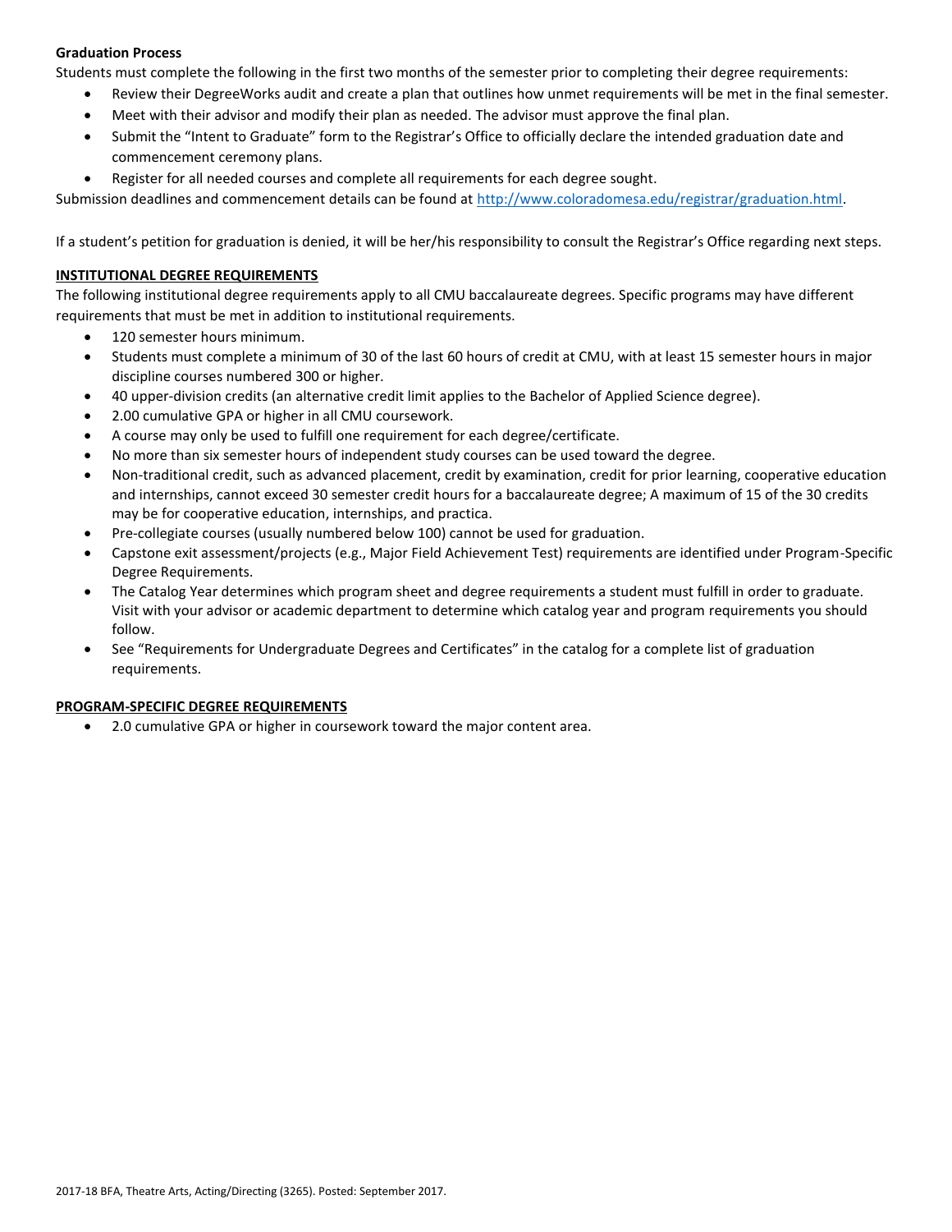**Graduation Process**

Students must complete the following in the first two months of the semester prior to completing their degree requirements:

- Review their DegreeWorks audit and create a plan that outlines how unmet requirements will be met in the final semester.
- Meet with their advisor and modify their plan as needed. The advisor must approve the final plan.
- Submit the "Intent to Graduate" form to the Registrar's Office to officially declare the intended graduation date and commencement ceremony plans.
- Register for all needed courses and complete all requirements for each degree sought.

Submission deadlines and commencement details can be found at http://www.coloradomesa.edu/registrar/graduation.html.

If a student's petition for graduation is denied, it will be her/his responsibility to consult the Registrar's Office regarding next steps.

## INSTITUTIONAL DEGREE REQUIREMENTS

The following institutional degree requirements apply to all CMU baccalaureate degrees. Specific programs may have different requirements that must be met in addition to institutional requirements.

- 120 semester hours minimum.
- Students must complete a minimum of 30 of the last 60 hours of credit at CMU, with at least 15 semester hours in major discipline courses numbered 300 or higher.
- 40 upper-division credits (an alternative credit limit applies to the Bachelor of Applied Science degree).
- 2.00 cumulative GPA or higher in all CMU coursework.
- A course may only be used to fulfill one requirement for each degree/certificate.
- No more than six semester hours of independent study courses can be used toward the degree.
- Non-traditional credit, such as advanced placement, credit by examination, credit for prior learning, cooperative education and internships, cannot exceed 30 semester credit hours for a baccalaureate degree; A maximum of 15 of the 30 credits may be for cooperative education, internships, and practica.
- Pre-collegiate courses (usually numbered below 100) cannot be used for graduation.
- Capstone exit assessment/projects (e.g., Major Field Achievement Test) requirements are identified under Program-Specific Degree Requirements.
- The Catalog Year determines which program sheet and degree requirements a student must fulfill in order to graduate. Visit with your advisor or academic department to determine which catalog year and program requirements you should follow.
- See "Requirements for Undergraduate Degrees and Certificates" in the catalog for a complete list of graduation requirements.

## PROGRAM-SPECIFIC DEGREE REQUIREMENTS

- 2.0 cumulative GPA or higher in coursework toward the major content area.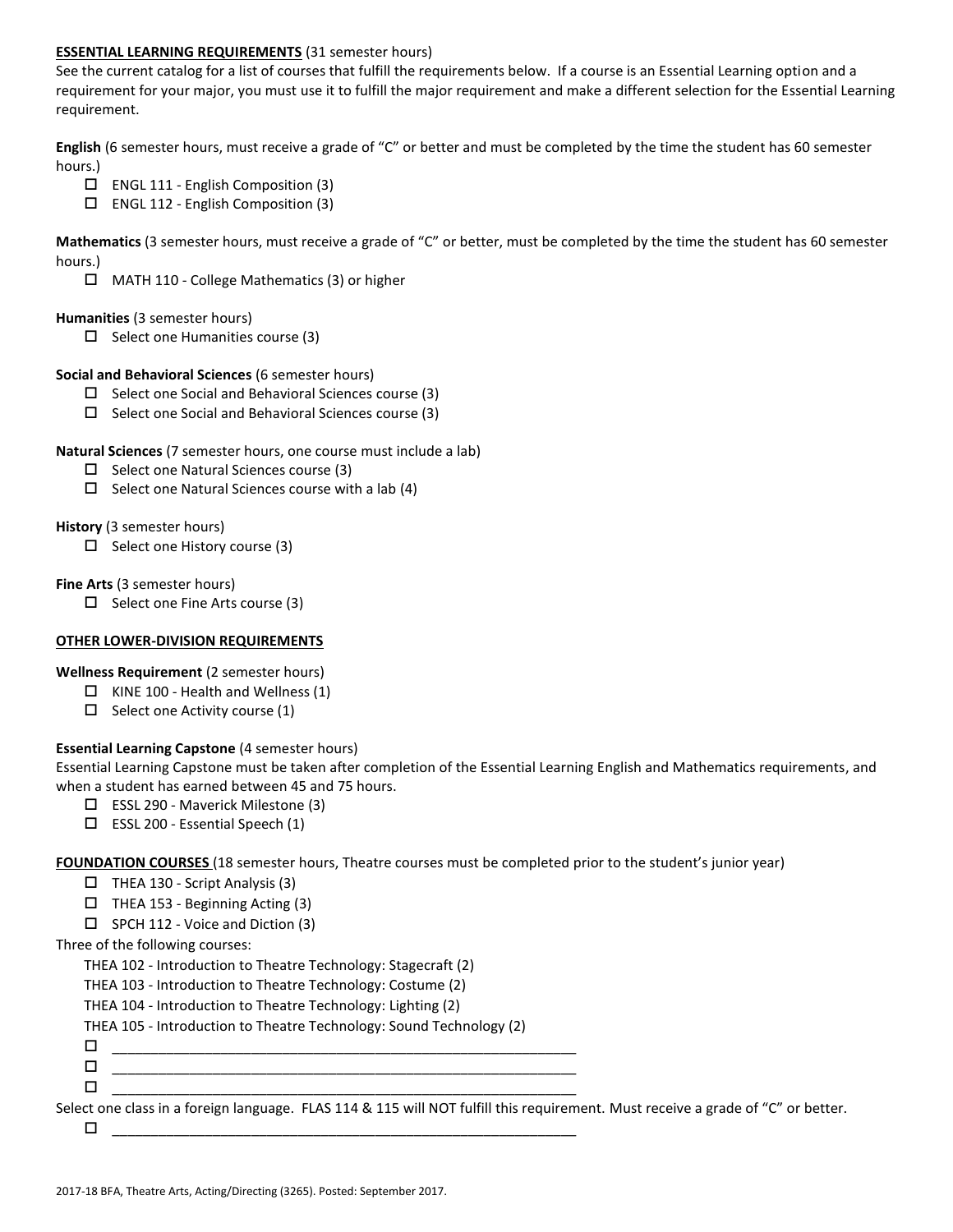**ESSENTIAL LEARNING REQUIREMENTS** (31 semester hours)

See the current catalog for a list of courses that fulfill the requirements below. If a course is an Essential Learning option and a requirement for your major, you must use it to fulfill the major requirement and make a different selection for the Essential Learning requirement.

**English** (6 semester hours, must receive a grade of "C" or better and must be completed by the time the student has 60 semester hours.)

- ☐ ENGL 111 - English Composition (3)
- ☐ ENGL 112 - English Composition (3)

**Mathematics** (3 semester hours, must receive a grade of "C" or better, must be completed by the time the student has 60 semester hours.)

- ☐ MATH 110 - College Mathematics (3) or higher

**Humanities** (3 semester hours)

- ☐ Select one Humanities course (3)

**Social and Behavioral Sciences** (6 semester hours)

- ☐ Select one Social and Behavioral Sciences course (3)
- ☐ Select one Social and Behavioral Sciences course (3)

**Natural Sciences** (7 semester hours, one course must include a lab)

- ☐ Select one Natural Sciences course (3)
- ☐ Select one Natural Sciences course with a lab (4)

**History** (3 semester hours)

- ☐ Select one History course (3)

**Fine Arts** (3 semester hours)

- ☐ Select one Fine Arts course (3)

**OTHER LOWER-DIVISION REQUIREMENTS**

**Wellness Requirement** (2 semester hours)

- ☐ KINE 100 - Health and Wellness (1)
- ☐ Select one Activity course (1)

**Essential Learning Capstone** (4 semester hours)

Essential Learning Capstone must be taken after completion of the Essential Learning English and Mathematics requirements, and when a student has earned between 45 and 75 hours.

- ☐ ESSL 290 - Maverick Milestone (3)
- ☐ ESSL 200 - Essential Speech (1)

**FOUNDATION COURSES** (18 semester hours, Theatre courses must be completed prior to the student's junior year)

- ☐ THEA 130 - Script Analysis (3)
- ☐ THEA 153 - Beginning Acting (3)
- ☐ SPCH 112 - Voice and Diction (3)

Three of the following courses:

THEA 102 - Introduction to Theatre Technology: Stagecraft (2)
THEA 103 - Introduction to Theatre Technology: Costume (2)
THEA 104 - Introduction to Theatre Technology: Lighting (2)
THEA 105 - Introduction to Theatre Technology: Sound Technology (2)

- ☐ ______________________________________________________________
- ☐ ______________________________________________________________
- ☐ ______________________________________________________________

Select one class in a foreign language. FLAS 114 & 115 will NOT fulfill this requirement. Must receive a grade of "C" or better.

- ☐ ______________________________________________________________

2017-18 BFA, Theatre Arts, Acting/Directing (3265). Posted: September 2017.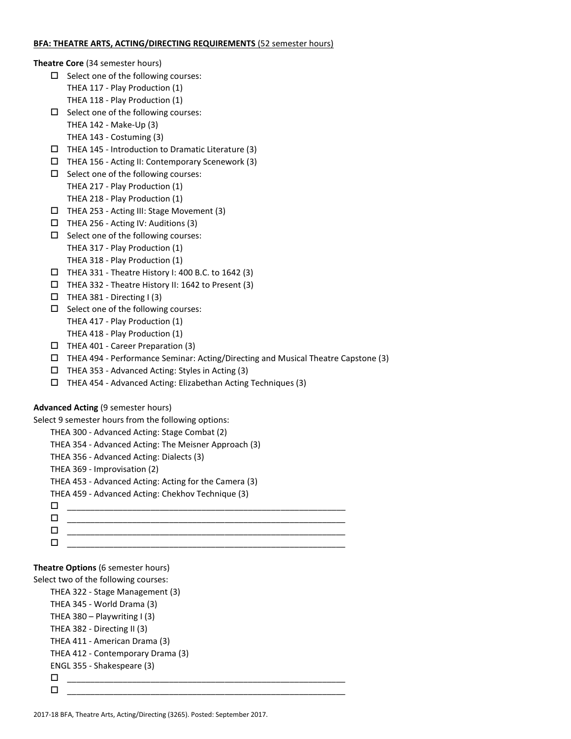**BFA: THEATRE ARTS, ACTING/DIRECTING REQUIREMENTS** (52 semester hours)

**Theatre Core** (34 semester hours)

- ☐ Select one of the following courses:
  THEA 117 - Play Production (1)
  THEA 118 - Play Production (1)
- ☐ Select one of the following courses:
  THEA 142 - Make-Up (3)
  THEA 143 - Costuming (3)
- ☐ THEA 145 - Introduction to Dramatic Literature (3)
- ☐ THEA 156 - Acting II: Contemporary Scenework (3)
- ☐ Select one of the following courses:
  THEA 217 - Play Production (1)
  THEA 218 - Play Production (1)
- ☐ THEA 253 - Acting III: Stage Movement (3)
- ☐ THEA 256 - Acting IV: Auditions (3)
- ☐ Select one of the following courses:
  THEA 317 - Play Production (1)
  THEA 318 - Play Production (1)
- ☐ THEA 331 - Theatre History I: 400 B.C. to 1642 (3)
- ☐ THEA 332 - Theatre History II: 1642 to Present (3)
- ☐ THEA 381 - Directing I (3)
- ☐ Select one of the following courses:
  THEA 417 - Play Production (1)
  THEA 418 - Play Production (1)
- ☐ THEA 401 - Career Preparation (3)
- ☐ THEA 494 - Performance Seminar: Acting/Directing and Musical Theatre Capstone (3)
- ☐ THEA 353 - Advanced Acting: Styles in Acting (3)
- ☐ THEA 454 - Advanced Acting: Elizabethan Acting Techniques (3)

**Advanced Acting** (9 semester hours)

Select 9 semester hours from the following options:

THEA 300 - Advanced Acting: Stage Combat (2)
THEA 354 - Advanced Acting: The Meisner Approach (3)
THEA 356 - Advanced Acting: Dialects (3)
THEA 369 - Improvisation (2)
THEA 453 - Advanced Acting: Acting for the Camera (3)
THEA 459 - Advanced Acting: Chekhov Technique (3)

- ☐ ____________________________________________________________
- ☐ ____________________________________________________________
- ☐ ____________________________________________________________
- ☐ ____________________________________________________________

**Theatre Options** (6 semester hours)

Select two of the following courses:

THEA 322 - Stage Management (3)
THEA 345 - World Drama (3)
THEA 380 – Playwriting I (3)
THEA 382 - Directing II (3)
THEA 411 - American Drama (3)
THEA 412 - Contemporary Drama (3)
ENGL 355 - Shakespeare (3)

- ☐ ____________________________________________________________
- ☐ ____________________________________________________________

2017-18 BFA, Theatre Arts, Acting/Directing (3265). Posted: September 2017.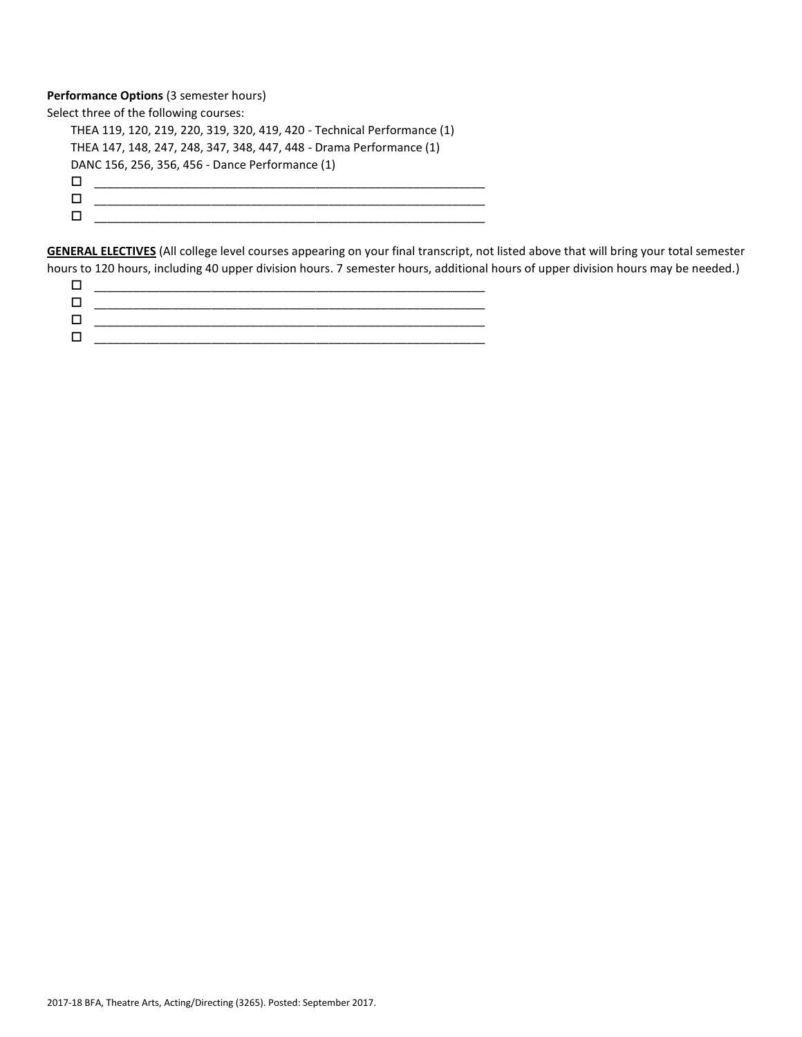**Performance Options** (3 semester hours)

Select three of the following courses:

THEA 119, 120, 219, 220, 319, 320, 419, 420 - Technical Performance (1)
THEA 147, 148, 247, 248, 347, 348, 447, 448 - Drama Performance (1)
DANC 156, 256, 356, 456 - Dance Performance (1)

- ☐ _______________________________________________
- ☐ _______________________________________________
- ☐ _______________________________________________

**GENERAL ELECTIVES** (All college level courses appearing on your final transcript, not listed above that will bring your total semester hours to 120 hours, including 40 upper division hours. 7 semester hours, additional hours of upper division hours may be needed.)

- ☐ _______________________________________________
- ☐ _______________________________________________
- ☐ _______________________________________________
- ☐ _______________________________________________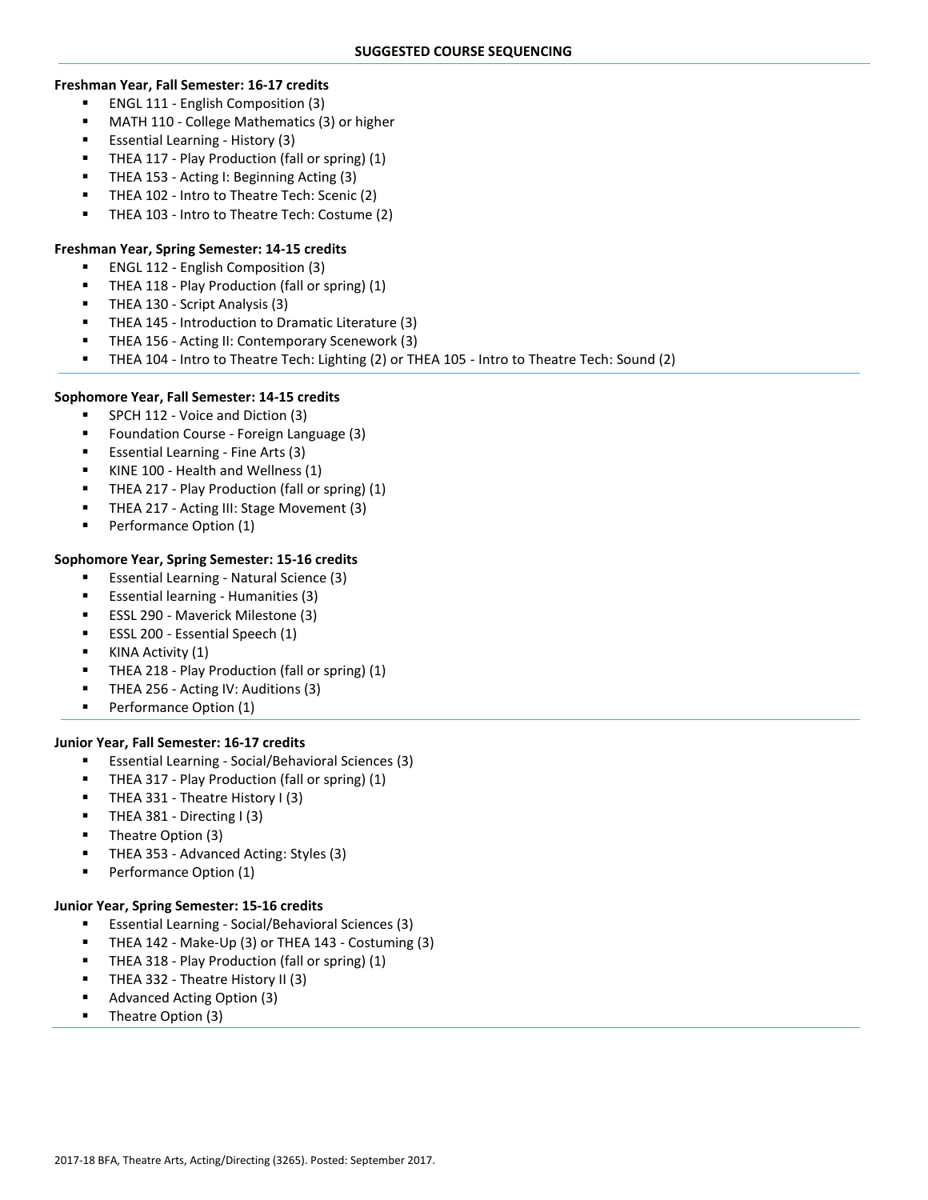## SUGGESTED COURSE SEQUENCING

**Freshman Year, Fall Semester: 16-17 credits**

- ENGL 111 - English Composition (3)
- MATH 110 - College Mathematics (3) or higher
- Essential Learning - History (3)
- THEA 117 - Play Production (fall or spring) (1)
- THEA 153 - Acting I: Beginning Acting (3)
- THEA 102 - Intro to Theatre Tech: Scenic (2)
- THEA 103 - Intro to Theatre Tech: Costume (2)

**Freshman Year, Spring Semester: 14-15 credits**

- ENGL 112 - English Composition (3)
- THEA 118 - Play Production (fall or spring) (1)
- THEA 130 - Script Analysis (3)
- THEA 145 - Introduction to Dramatic Literature (3)
- THEA 156 - Acting II: Contemporary Scenework (3)
- THEA 104 - Intro to Theatre Tech: Lighting (2) or THEA 105 - Intro to Theatre Tech: Sound (2)

**Sophomore Year, Fall Semester: 14-15 credits**

- SPCH 112 - Voice and Diction (3)
- Foundation Course - Foreign Language (3)
- Essential Learning - Fine Arts (3)
- KINE 100 - Health and Wellness (1)
- THEA 217 - Play Production (fall or spring) (1)
- THEA 217 - Acting III: Stage Movement (3)
- Performance Option (1)

**Sophomore Year, Spring Semester: 15-16 credits**

- Essential Learning - Natural Science (3)
- Essential learning - Humanities (3)
- ESSL 290 - Maverick Milestone (3)
- ESSL 200 - Essential Speech (1)
- KINA Activity (1)
- THEA 218 - Play Production (fall or spring) (1)
- THEA 256 - Acting IV: Auditions (3)
- Performance Option (1)

**Junior Year, Fall Semester: 16-17 credits**

- Essential Learning - Social/Behavioral Sciences (3)
- THEA 317 - Play Production (fall or spring) (1)
- THEA 331 - Theatre History I (3)
- THEA 381 - Directing I (3)
- Theatre Option (3)
- THEA 353 - Advanced Acting: Styles (3)
- Performance Option (1)

**Junior Year, Spring Semester: 15-16 credits**

- Essential Learning - Social/Behavioral Sciences (3)
- THEA 142 - Make-Up (3) or THEA 143 - Costuming (3)
- THEA 318 - Play Production (fall or spring) (1)
- THEA 332 - Theatre History II (3)
- Advanced Acting Option (3)
- Theatre Option (3)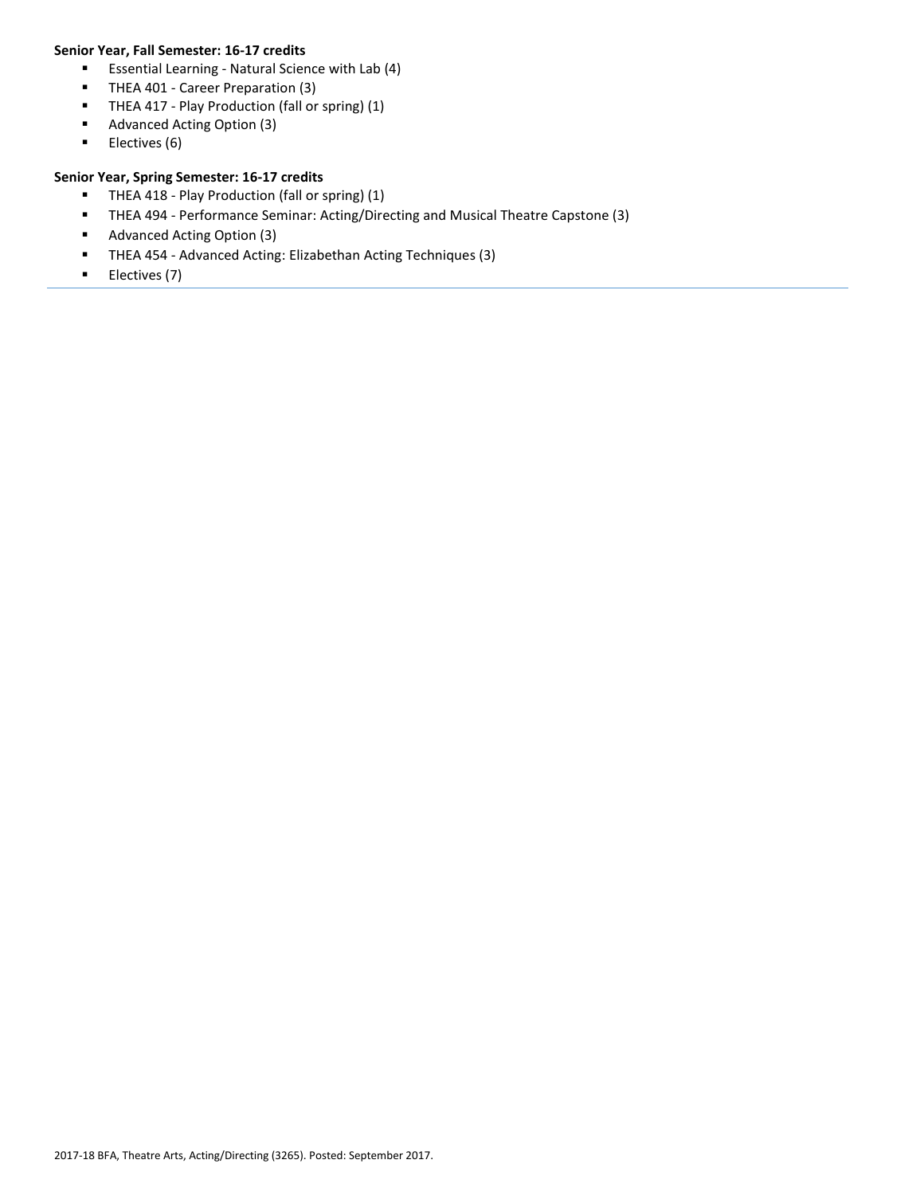**Senior Year, Fall Semester: 16-17 credits**

- Essential Learning - Natural Science with Lab (4)
- THEA 401 - Career Preparation (3)
- THEA 417 - Play Production (fall or spring) (1)
- Advanced Acting Option (3)
- Electives (6)

**Senior Year, Spring Semester: 16-17 credits**

- THEA 418 - Play Production (fall or spring) (1)
- THEA 494 - Performance Seminar: Acting/Directing and Musical Theatre Capstone (3)
- Advanced Acting Option (3)
- THEA 454 - Advanced Acting: Elizabethan Acting Techniques (3)
- Electives (7)

---

2017-18 BFA, Theatre Arts, Acting/Directing (3265). Posted: September 2017.